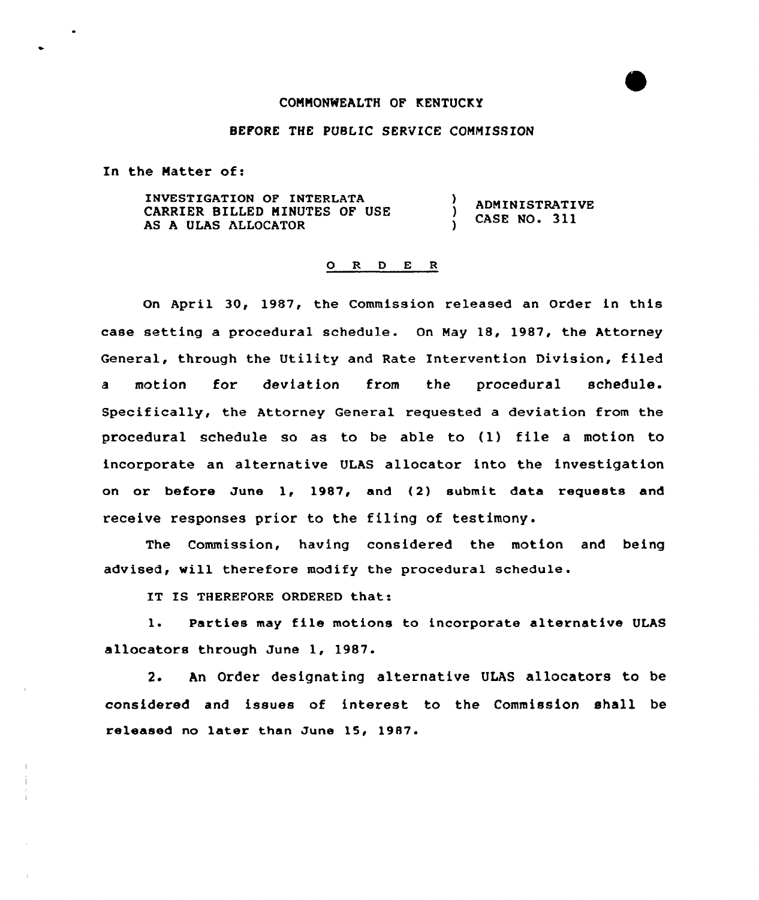COMMONWEALTH OF KENTUCKY

BEFORE THE PUBLIC SERVICE COMMISSION

In the Matter of:

| | | |
|---|---|---|
| INVESTIGATION OF INTERLATA CARRIER BILLED MINUTES OF USE AS A ULAS ALLOCATOR | ) ) ) | ADMINISTRATIVE CASE NO. 311 |

## O R D E R

On April 30, 1987, the Commission released an Order in this case setting a procedural schedule. On May 18, 1987, the Attorney General, through the Utility and Rate Intervention Division, filed a motion for deviation from the procedural schedule. Specifically, the Attorney General requested a deviation from the procedural schedule so as to be able to (1) file a motion to incorporate an alternative ULAS allocator into the investigation on or before June 1, 1987, and (2) submit data requests and receive responses prior to the filing of testimony.

The Commission, having considered the motion and being advised, will therefore modify the procedural schedule.

IT IS THEREFORE ORDERED that:

1. Parties may file motions to incorporate alternative ULAS allocators through June 1, 1987.

2. An Order designating alternative ULAS allocators to be considered and issues of interest to the Commission shall be released no later than June 15, 1987.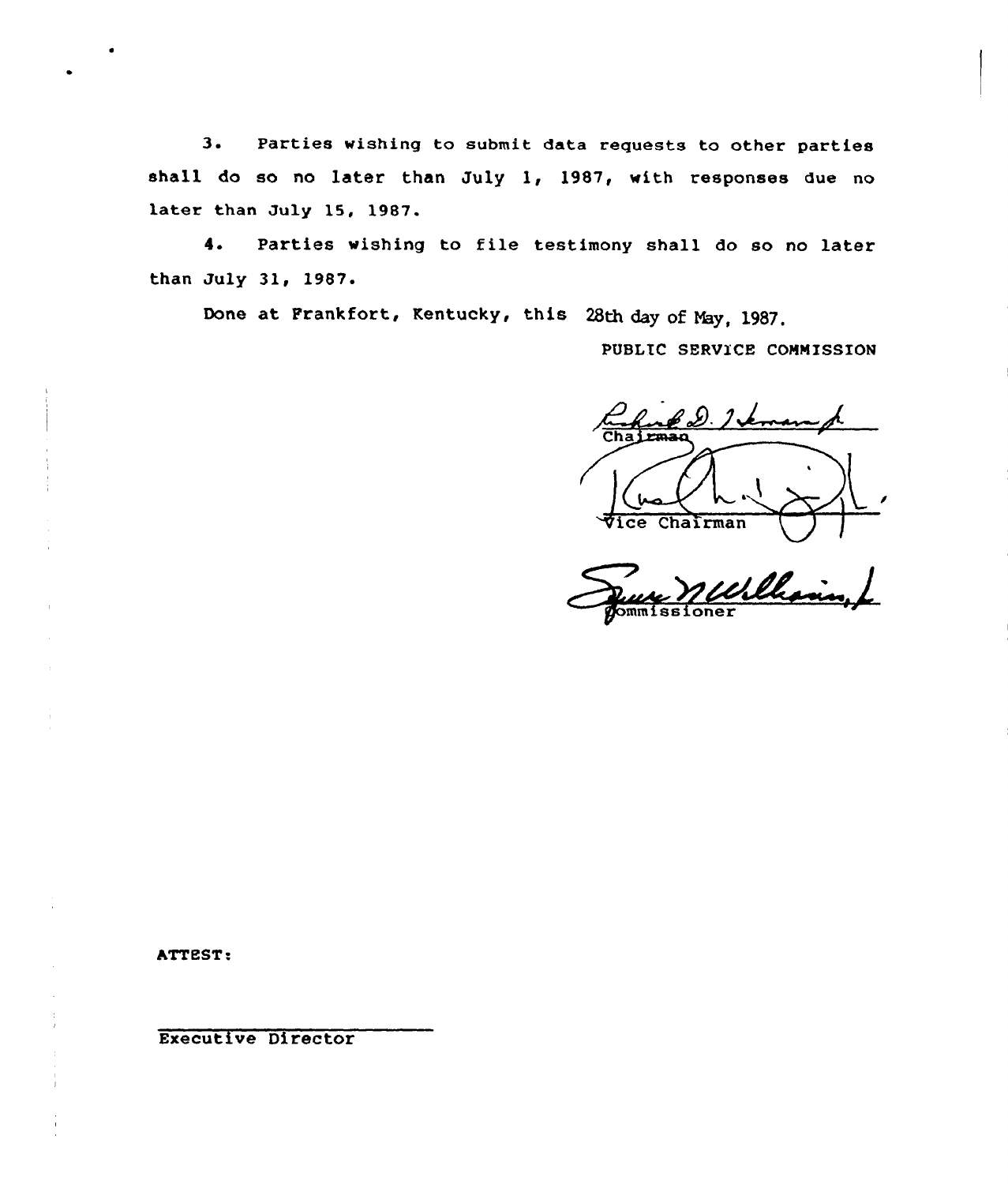3. Parties wishing to submit data requests to other parties shall do so no later than July 1, 1987, with responses due no later than July 15, 1987.

4. Parties wishing to file testimony shall do so no later than July 31, 1987.

Done at Frankfort, Kentucky, this 28th day of May, 1987.

PUBLIC SERVICE COMMISSION

Chairman

Vice Chairman

Commissioner

ATTEST:

Executive Director